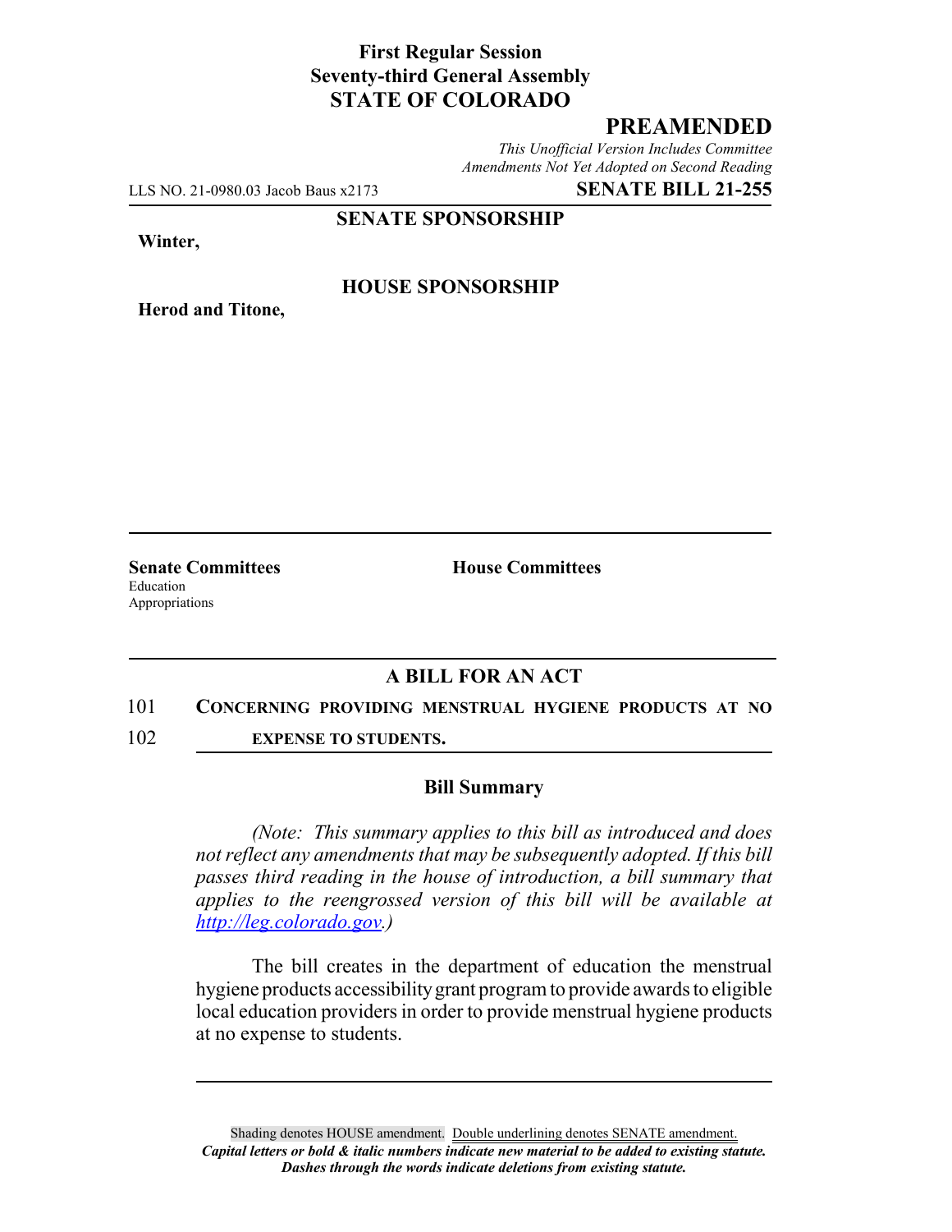**First Regular Session**
**Seventy-third General Assembly**
**STATE OF COLORADO**

# PREAMENDED

*This Unofficial Version Includes Committee Amendments Not Yet Adopted on Second Reading*

LLS NO. 21-0980.03 Jacob Baus x2173 **SENATE BILL 21-255**

**SENATE SPONSORSHIP**

**Winter,**

**HOUSE SPONSORSHIP**

**Herod and Titone,**

| **Senate Committees** | **House Committees** |
| --- | --- |
| Education | |
| Appropriations | |

## A BILL FOR AN ACT

101 **CONCERNING PROVIDING MENSTRUAL HYGIENE PRODUCTS AT NO**
102 **EXPENSE TO STUDENTS.**

### Bill Summary

*(Note: This summary applies to this bill as introduced and does not reflect any amendments that may be subsequently adopted. If this bill passes third reading in the house of introduction, a bill summary that applies to the reengrossed version of this bill will be available at http://leg.colorado.gov.)*

The bill creates in the department of education the menstrual hygiene products accessibility grant program to provide awards to eligible local education providers in order to provide menstrual hygiene products at no expense to students.

Shading denotes HOUSE amendment. Double underlining denotes SENATE amendment.
***Capital letters or bold & italic numbers indicate new material to be added to existing statute.***
***Dashes through the words indicate deletions from existing statute.***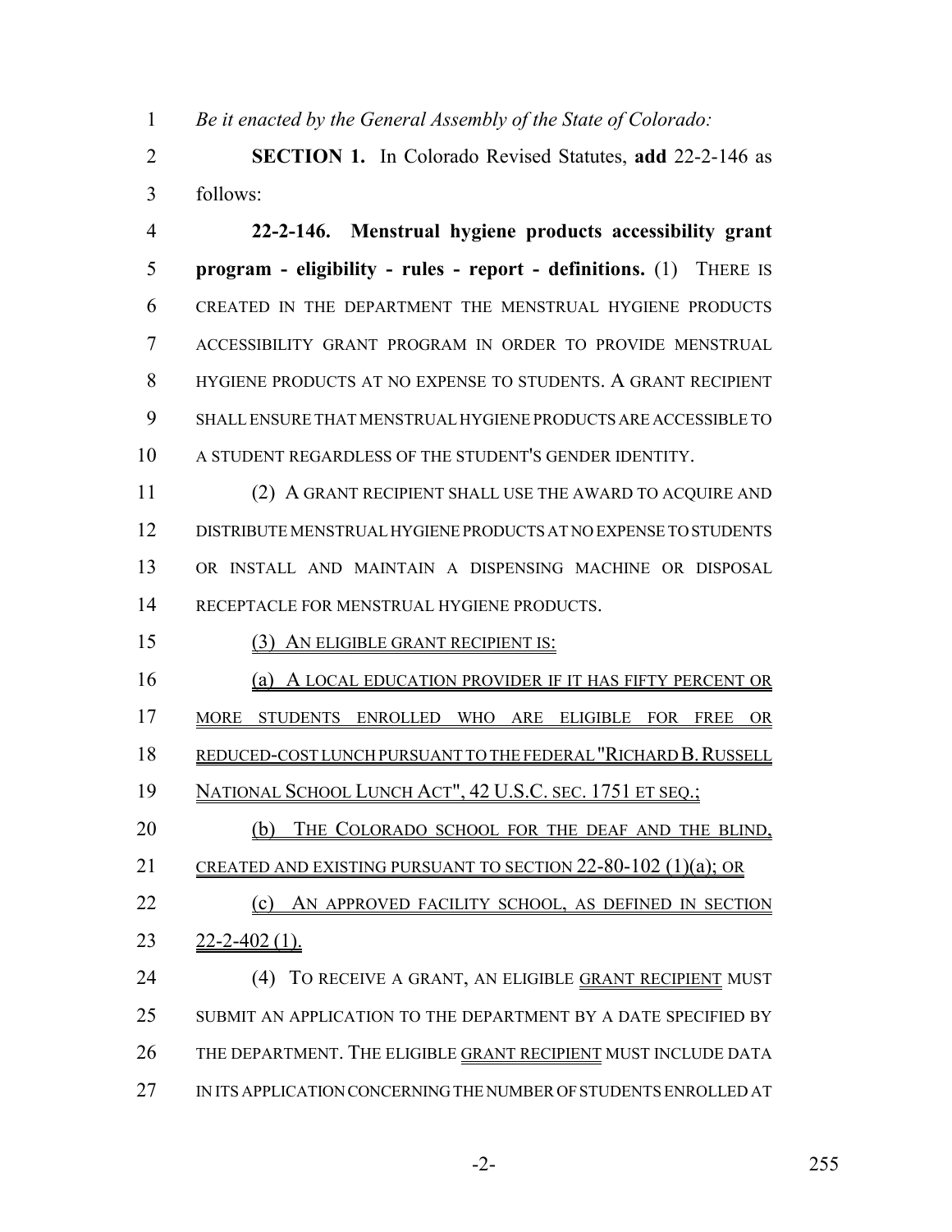*Be it enacted by the General Assembly of the State of Colorado:*

**SECTION 1.** In Colorado Revised Statutes, **add** 22-2-146 as follows:

**22-2-146. Menstrual hygiene products accessibility grant program - eligibility - rules - report - definitions.** (1) THERE IS CREATED IN THE DEPARTMENT THE MENSTRUAL HYGIENE PRODUCTS ACCESSIBILITY GRANT PROGRAM IN ORDER TO PROVIDE MENSTRUAL HYGIENE PRODUCTS AT NO EXPENSE TO STUDENTS. A GRANT RECIPIENT SHALL ENSURE THAT MENSTRUAL HYGIENE PRODUCTS ARE ACCESSIBLE TO A STUDENT REGARDLESS OF THE STUDENT'S GENDER IDENTITY.

(2) A GRANT RECIPIENT SHALL USE THE AWARD TO ACQUIRE AND DISTRIBUTE MENSTRUAL HYGIENE PRODUCTS AT NO EXPENSE TO STUDENTS OR INSTALL AND MAINTAIN A DISPENSING MACHINE OR DISPOSAL RECEPTACLE FOR MENSTRUAL HYGIENE PRODUCTS.

(3) AN ELIGIBLE GRANT RECIPIENT IS:

(a) A LOCAL EDUCATION PROVIDER IF IT HAS FIFTY PERCENT OR MORE STUDENTS ENROLLED WHO ARE ELIGIBLE FOR FREE OR REDUCED-COST LUNCH PURSUANT TO THE FEDERAL "RICHARD B. RUSSELL NATIONAL SCHOOL LUNCH ACT", 42 U.S.C. SEC. 1751 ET SEQ.;

(b) THE COLORADO SCHOOL FOR THE DEAF AND THE BLIND, CREATED AND EXISTING PURSUANT TO SECTION 22-80-102 (1)(a); OR

(c) AN APPROVED FACILITY SCHOOL, AS DEFINED IN SECTION 22-2-402 (1).

(4) TO RECEIVE A GRANT, AN ELIGIBLE GRANT RECIPIENT MUST SUBMIT AN APPLICATION TO THE DEPARTMENT BY A DATE SPECIFIED BY THE DEPARTMENT. THE ELIGIBLE GRANT RECIPIENT MUST INCLUDE DATA IN ITS APPLICATION CONCERNING THE NUMBER OF STUDENTS ENROLLED AT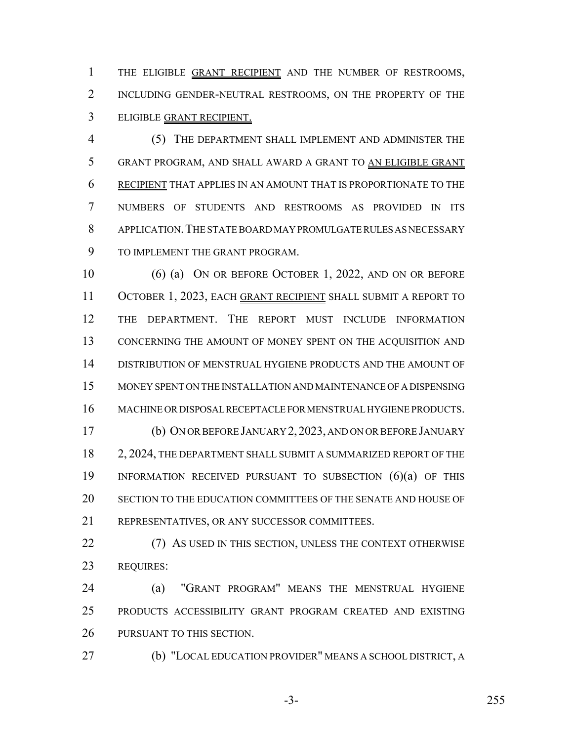THE ELIGIBLE GRANT RECIPIENT AND THE NUMBER OF RESTROOMS, INCLUDING GENDER-NEUTRAL RESTROOMS, ON THE PROPERTY OF THE ELIGIBLE GRANT RECIPIENT.

(5) THE DEPARTMENT SHALL IMPLEMENT AND ADMINISTER THE GRANT PROGRAM, AND SHALL AWARD A GRANT TO AN ELIGIBLE GRANT RECIPIENT THAT APPLIES IN AN AMOUNT THAT IS PROPORTIONATE TO THE NUMBERS OF STUDENTS AND RESTROOMS AS PROVIDED IN ITS APPLICATION. THE STATE BOARD MAY PROMULGATE RULES AS NECESSARY TO IMPLEMENT THE GRANT PROGRAM.

(6) (a) ON OR BEFORE OCTOBER 1, 2022, AND ON OR BEFORE OCTOBER 1, 2023, EACH GRANT RECIPIENT SHALL SUBMIT A REPORT TO THE DEPARTMENT. THE REPORT MUST INCLUDE INFORMATION CONCERNING THE AMOUNT OF MONEY SPENT ON THE ACQUISITION AND DISTRIBUTION OF MENSTRUAL HYGIENE PRODUCTS AND THE AMOUNT OF MONEY SPENT ON THE INSTALLATION AND MAINTENANCE OF A DISPENSING MACHINE OR DISPOSAL RECEPTACLE FOR MENSTRUAL HYGIENE PRODUCTS.

(b) ON OR BEFORE JANUARY 2, 2023, AND ON OR BEFORE JANUARY 2, 2024, THE DEPARTMENT SHALL SUBMIT A SUMMARIZED REPORT OF THE INFORMATION RECEIVED PURSUANT TO SUBSECTION (6)(a) OF THIS SECTION TO THE EDUCATION COMMITTEES OF THE SENATE AND HOUSE OF REPRESENTATIVES, OR ANY SUCCESSOR COMMITTEES.

(7) AS USED IN THIS SECTION, UNLESS THE CONTEXT OTHERWISE REQUIRES:

(a) "GRANT PROGRAM" MEANS THE MENSTRUAL HYGIENE PRODUCTS ACCESSIBILITY GRANT PROGRAM CREATED AND EXISTING PURSUANT TO THIS SECTION.

(b) "LOCAL EDUCATION PROVIDER" MEANS A SCHOOL DISTRICT, A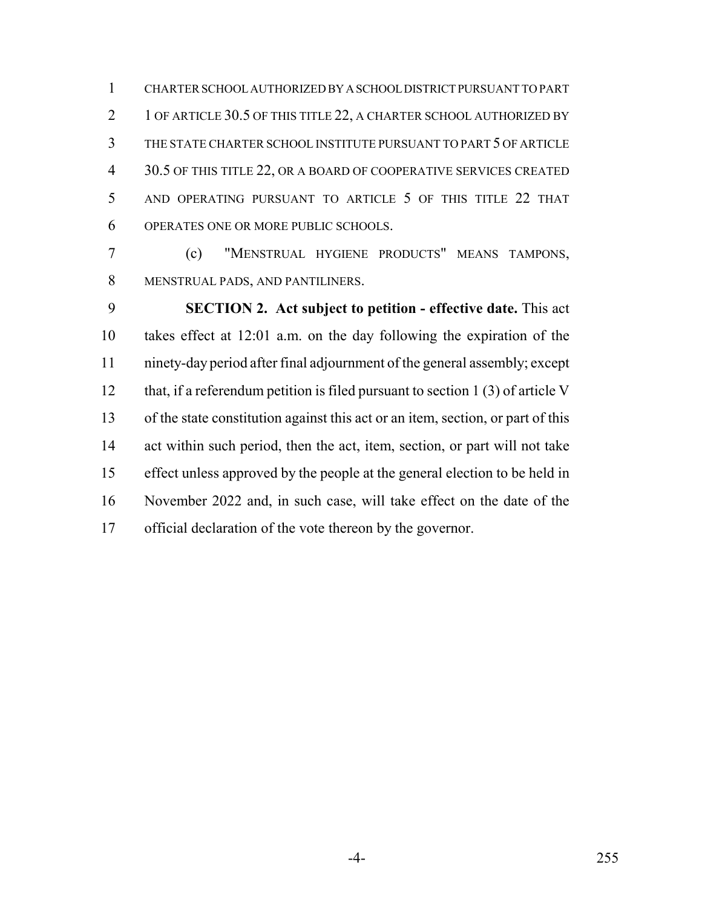CHARTER SCHOOL AUTHORIZED BY A SCHOOL DISTRICT PURSUANT TO PART 1 OF ARTICLE 30.5 OF THIS TITLE 22, A CHARTER SCHOOL AUTHORIZED BY THE STATE CHARTER SCHOOL INSTITUTE PURSUANT TO PART 5 OF ARTICLE 30.5 OF THIS TITLE 22, OR A BOARD OF COOPERATIVE SERVICES CREATED AND OPERATING PURSUANT TO ARTICLE 5 OF THIS TITLE 22 THAT OPERATES ONE OR MORE PUBLIC SCHOOLS.

(c) "MENSTRUAL HYGIENE PRODUCTS" MEANS TAMPONS, MENSTRUAL PADS, AND PANTILINERS.

**SECTION 2. Act subject to petition - effective date.** This act takes effect at 12:01 a.m. on the day following the expiration of the ninety-day period after final adjournment of the general assembly; except that, if a referendum petition is filed pursuant to section 1 (3) of article V of the state constitution against this act or an item, section, or part of this act within such period, then the act, item, section, or part will not take effect unless approved by the people at the general election to be held in November 2022 and, in such case, will take effect on the date of the official declaration of the vote thereon by the governor.